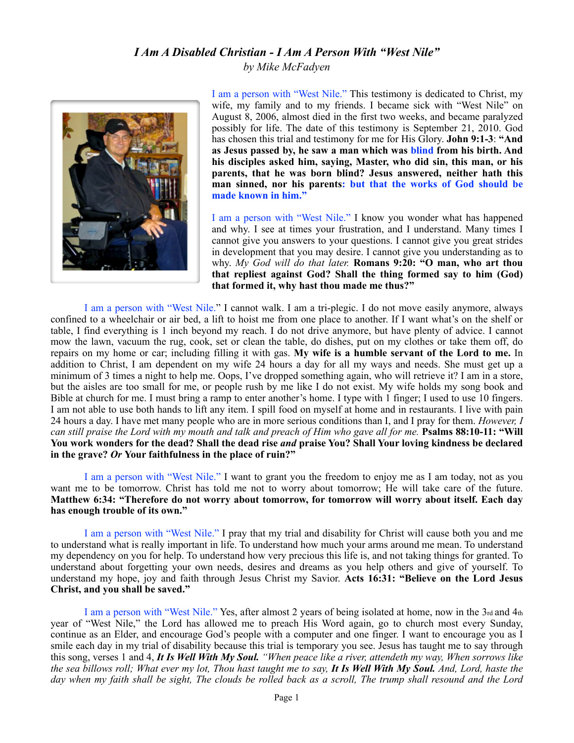# *I Am A Disabled Christian - I Am A Person With "West Nile"*

*by Mike McFadyen*

I am a person with "West Nile." This testimony is dedicated to Christ, my wife, my family and to my friends. I became sick with "West Nile" on August 8, 2006, almost died in the first two weeks, and became paralyzed possibly for life. The date of this testimony is September 21, 2010. God has chosen this trial and testimony for me for His Glory. **John 9:1-3**: **"And as Jesus passed by, he saw a man which was blind from his birth. And his disciples asked him, saying, Master, who did sin, this man, or his parents, that he was born blind? Jesus answered, neither hath this man sinned, nor his parents: but that the works of God should be made known in him."**

I am a person with "West Nile." I know you wonder what has happened and why. I see at times your frustration, and I understand. Many times I cannot give you answers to your questions. I cannot give you great strides in development that you may desire. I cannot give you understanding as to why. *My God will do that later.* **Romans 9:20: "O man, who art thou that repliest against God? Shall the thing formed say to him (God) that formed it, why hast thou made me thus?"**

I am a person with "West Nile." I cannot walk. I am a tri-plegic. I do not move easily anymore, always confined to a wheelchair or air bed, a lift to hoist me from one place to another. If I want what's on the shelf or table, I find everything is 1 inch beyond my reach. I do not drive anymore, but have plenty of advice. I cannot mow the lawn, vacuum the rug, cook, set or clean the table, do dishes, put on my clothes or take them off, do repairs on my home or car; including filling it with gas. **My wife is a humble servant of the Lord to me.** In addition to Christ, I am dependent on my wife 24 hours a day for all my ways and needs. She must get up a minimum of 3 times a night to help me. Oops, I've dropped something again, who will retrieve it? I am in a store, but the aisles are too small for me, or people rush by me like I do not exist. My wife holds my song book and Bible at church for me. I must bring a ramp to enter another's home. I type with 1 finger; I used to use 10 fingers. I am not able to use both hands to lift any item. I spill food on myself at home and in restaurants. I live with pain 24 hours a day. I have met many people who are in more serious conditions than I, and I pray for them. *However, I can still praise the Lord with my mouth and talk and preach of Him who gave all for me.* **Psalms 88:10-11: "Will You work wonders for the dead? Shall the dead rise *and* praise You? Shall Your loving kindness be declared in the grave? *Or* Your faithfulness in the place of ruin?"**

I am a person with "West Nile." I want to grant you the freedom to enjoy me as I am today, not as you want me to be tomorrow. Christ has told me not to worry about tomorrow; He will take care of the future. **Matthew 6:34: "Therefore do not worry about tomorrow, for tomorrow will worry about itself. Each day has enough trouble of its own."**

I am a person with "West Nile." I pray that my trial and disability for Christ will cause both you and me to understand what is really important in life. To understand how much your arms around me mean. To understand my dependency on you for help. To understand how very precious this life is, and not taking things for granted. To understand about forgetting your own needs, desires and dreams as you help others and give of yourself. To understand my hope, joy and faith through Jesus Christ my Savior. **Acts 16:31: "Believe on the Lord Jesus Christ, and you shall be saved."**

I am a person with "West Nile." Yes, after almost 2 years of being isolated at home, now in the 3rd and 4th year of "West Nile," the Lord has allowed me to preach His Word again, go to church most every Sunday, continue as an Elder, and encourage God's people with a computer and one finger. I want to encourage you as I smile each day in my trial of disability because this trial is temporary you see. Jesus has taught me to say through this song, verses 1 and 4, ***It Is Well With My Soul.*** *"When peace like a river, attendeth my way, When sorrows like the sea billows roll; What ever my lot, Thou hast taught me to say,* ***It Is Well With My Soul.*** *And, Lord, haste the day when my faith shall be sight, The clouds be rolled back as a scroll, The trump shall resound and the Lord*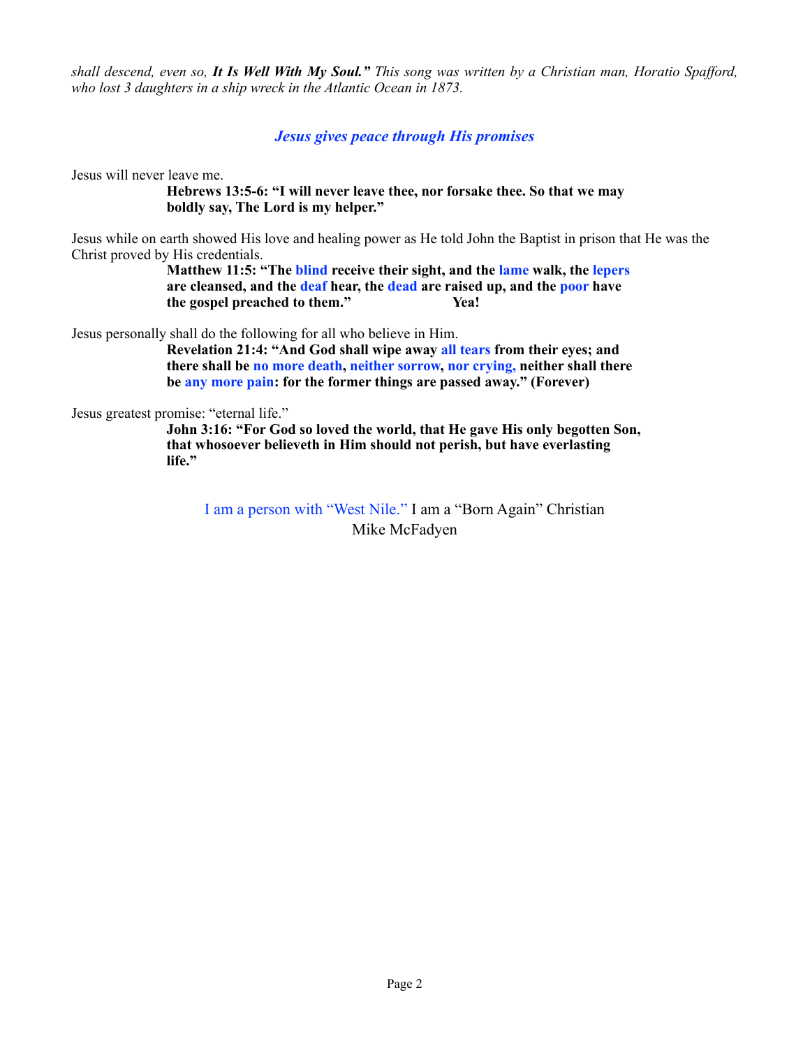*shall descend, even so,* ***It Is Well With My Soul."*** *This song was written by a Christian man, Horatio Spafford, who lost 3 daughters in a ship wreck in the Atlantic Ocean in 1873.*

### *Jesus gives peace through His promises*

Jesus will never leave me.

> **Hebrews 13:5-6: "I will never leave thee, nor forsake thee. So that we may boldly say, The Lord is my helper."**

Jesus while on earth showed His love and healing power as He told John the Baptist in prison that He was the Christ proved by His credentials.

> **Matthew 11:5: "The blind receive their sight, and the lame walk, the lepers are cleansed, and the deaf hear, the dead are raised up, and the poor have the gospel preached to them."  Yea!**

Jesus personally shall do the following for all who believe in Him.

> **Revelation 21:4: "And God shall wipe away all tears from their eyes; and there shall be no more death, neither sorrow, nor crying, neither shall there be any more pain: for the former things are passed away." (Forever)**

Jesus greatest promise: "eternal life."

> **John 3:16: "For God so loved the world, that He gave His only begotten Son, that whosoever believeth in Him should not perish, but have everlasting life."**

I am a person with "West Nile." I am a "Born Again" Christian
Mike McFadyen